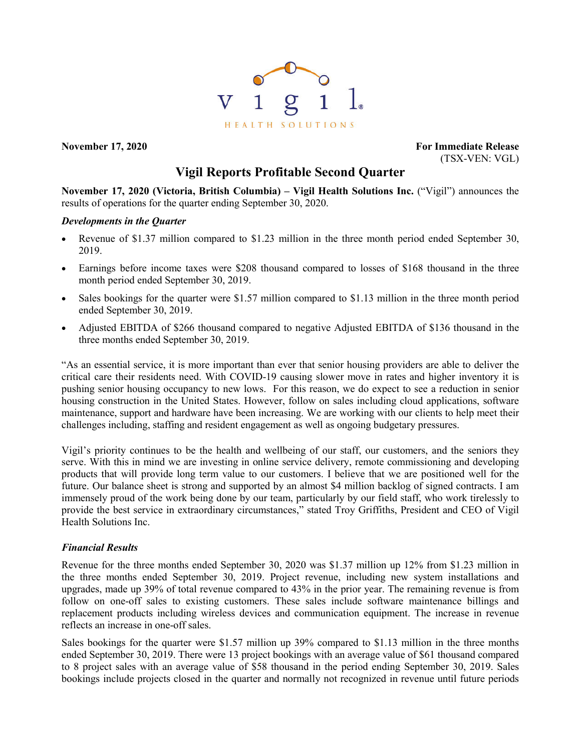vigil

HEALTH SOLUTIONS

**November 17, 2020** **For Immediate Release**
(TSX-VEN: VGL)

# Vigil Reports Profitable Second Quarter

**November 17, 2020 (Victoria, British Columbia) – Vigil Health Solutions Inc.** ("Vigil") announces the results of operations for the quarter ending September 30, 2020.

### *Developments in the Quarter*

- Revenue of $1.37 million compared to $1.23 million in the three month period ended September 30, 2019.
- Earnings before income taxes were $208 thousand compared to losses of $168 thousand in the three month period ended September 30, 2019.
- Sales bookings for the quarter were $1.57 million compared to $1.13 million in the three month period ended September 30, 2019.
- Adjusted EBITDA of $266 thousand compared to negative Adjusted EBITDA of $136 thousand in the three months ended September 30, 2019.

"As an essential service, it is more important than ever that senior housing providers are able to deliver the critical care their residents need. With COVID-19 causing slower move in rates and higher inventory it is pushing senior housing occupancy to new lows. For this reason, we do expect to see a reduction in senior housing construction in the United States. However, follow on sales including cloud applications, software maintenance, support and hardware have been increasing. We are working with our clients to help meet their challenges including, staffing and resident engagement as well as ongoing budgetary pressures.

Vigil's priority continues to be the health and wellbeing of our staff, our customers, and the seniors they serve. With this in mind we are investing in online service delivery, remote commissioning and developing products that will provide long term value to our customers. I believe that we are positioned well for the future. Our balance sheet is strong and supported by an almost $4 million backlog of signed contracts. I am immensely proud of the work being done by our team, particularly by our field staff, who work tirelessly to provide the best service in extraordinary circumstances," stated Troy Griffiths, President and CEO of Vigil Health Solutions Inc.

### *Financial Results*

Revenue for the three months ended September 30, 2020 was $1.37 million up 12% from $1.23 million in the three months ended September 30, 2019. Project revenue, including new system installations and upgrades, made up 39% of total revenue compared to 43% in the prior year. The remaining revenue is from follow on one-off sales to existing customers. These sales include software maintenance billings and replacement products including wireless devices and communication equipment. The increase in revenue reflects an increase in one-off sales.

Sales bookings for the quarter were $1.57 million up 39% compared to $1.13 million in the three months ended September 30, 2019. There were 13 project bookings with an average value of $61 thousand compared to 8 project sales with an average value of $58 thousand in the period ending September 30, 2019. Sales bookings include projects closed in the quarter and normally not recognized in revenue until future periods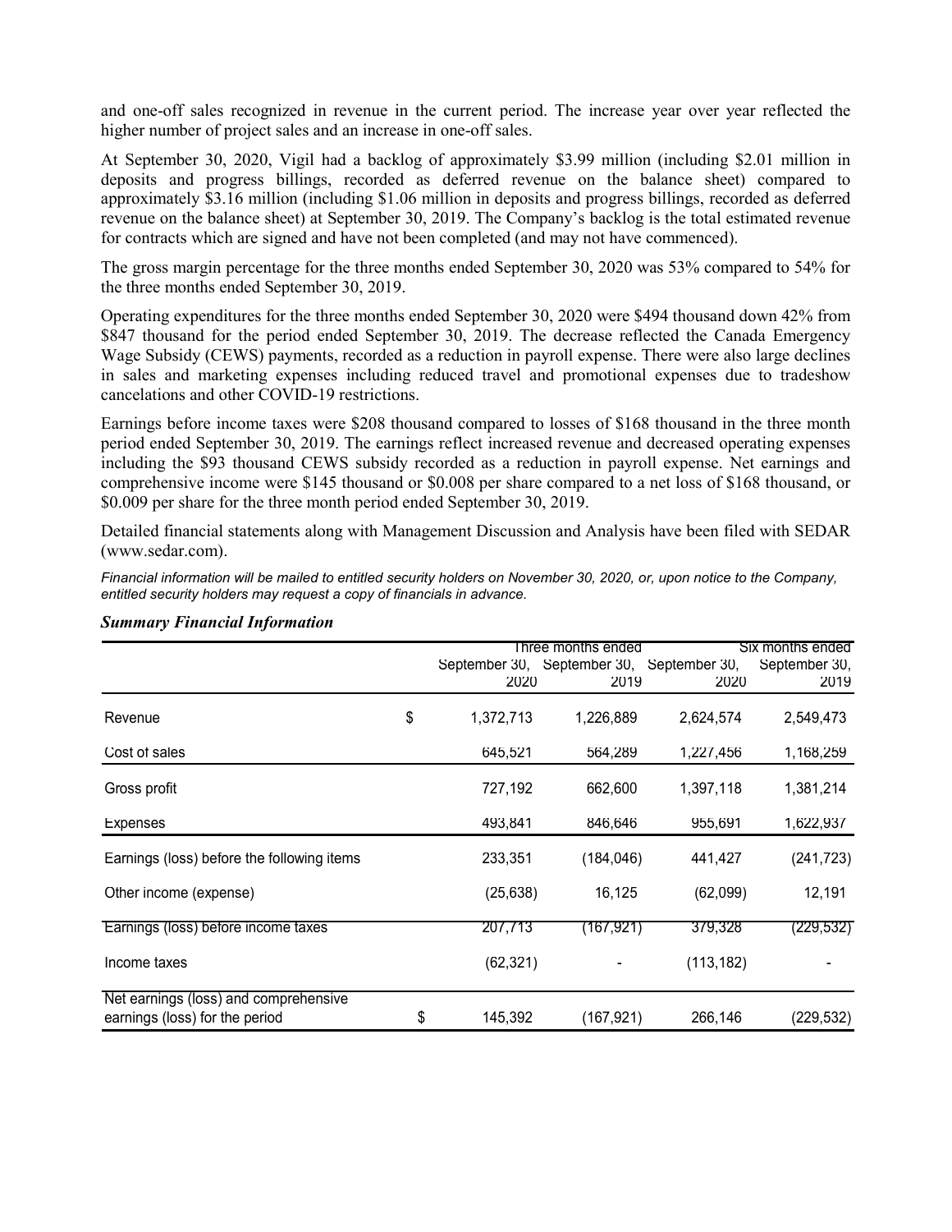and one-off sales recognized in revenue in the current period. The increase year over year reflected the higher number of project sales and an increase in one-off sales.

At September 30, 2020, Vigil had a backlog of approximately $3.99 million (including $2.01 million in deposits and progress billings, recorded as deferred revenue on the balance sheet) compared to approximately $3.16 million (including $1.06 million in deposits and progress billings, recorded as deferred revenue on the balance sheet) at September 30, 2019. The Company's backlog is the total estimated revenue for contracts which are signed and have not been completed (and may not have commenced).

The gross margin percentage for the three months ended September 30, 2020 was 53% compared to 54% for the three months ended September 30, 2019.

Operating expenditures for the three months ended September 30, 2020 were $494 thousand down 42% from $847 thousand for the period ended September 30, 2019. The decrease reflected the Canada Emergency Wage Subsidy (CEWS) payments, recorded as a reduction in payroll expense. There were also large declines in sales and marketing expenses including reduced travel and promotional expenses due to tradeshow cancelations and other COVID-19 restrictions.

Earnings before income taxes were $208 thousand compared to losses of $168 thousand in the three month period ended September 30, 2019. The earnings reflect increased revenue and decreased operating expenses including the $93 thousand CEWS subsidy recorded as a reduction in payroll expense. Net earnings and comprehensive income were $145 thousand or $0.008 per share compared to a net loss of $168 thousand, or $0.009 per share for the three month period ended September 30, 2019.

Detailed financial statements along with Management Discussion and Analysis have been filed with SEDAR (www.sedar.com).

*Financial information will be mailed to entitled security holders on November 30, 2020, or, upon notice to the Company, entitled security holders may request a copy of financials in advance.*

***Summary Financial Information***

| | | Three months ended | | Six months ended | |
|---|---|---|---|---|---|
| | | September 30, 2020 | September 30, 2019 | September 30, 2020 | September 30, 2019 |
| Revenue | $ | 1,372,713 | 1,226,889 | 2,624,574 | 2,549,473 |
| Cost of sales | | 645,521 | 564,289 | 1,227,456 | 1,168,259 |
| Gross profit | | 727,192 | 662,600 | 1,397,118 | 1,381,214 |
| Expenses | | 493,841 | 846,646 | 955,691 | 1,622,937 |
| Earnings (loss) before the following items | | 233,351 | (184,046) | 441,427 | (241,723) |
| Other income (expense) | | (25,638) | 16,125 | (62,099) | 12,191 |
| Earnings (loss) before income taxes | | 207,713 | (167,921) | 379,328 | (229,532) |
| Income taxes | | (62,321) | - | (113,182) | - |
| Net earnings (loss) and comprehensive earnings (loss) for the period | $ | 145,392 | (167,921) | 266,146 | (229,532) |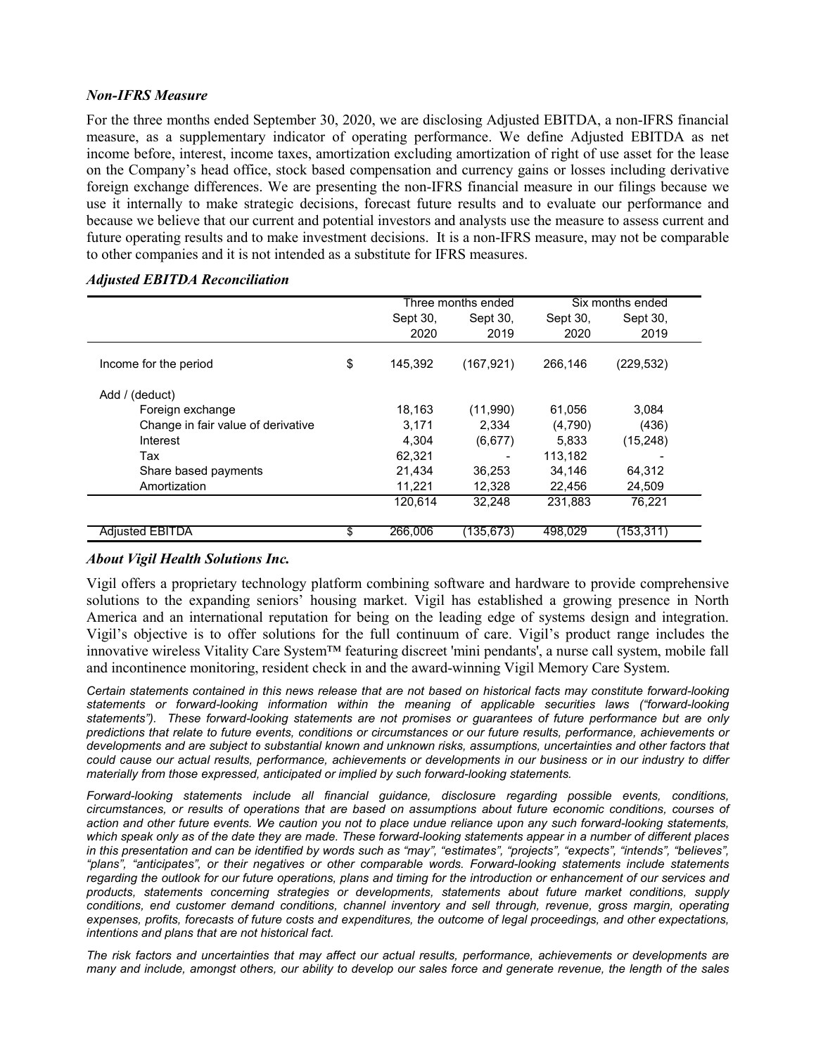### *Non-IFRS Measure*

For the three months ended September 30, 2020, we are disclosing Adjusted EBITDA, a non-IFRS financial measure, as a supplementary indicator of operating performance. We define Adjusted EBITDA as net income before, interest, income taxes, amortization excluding amortization of right of use asset for the lease on the Company's head office, stock based compensation and currency gains or losses including derivative foreign exchange differences. We are presenting the non-IFRS financial measure in our filings because we use it internally to make strategic decisions, forecast future results and to evaluate our performance and because we believe that our current and potential investors and analysts use the measure to assess current and future operating results and to make investment decisions. It is a non-IFRS measure, may not be comparable to other companies and it is not intended as a substitute for IFRS measures.

### *Adjusted EBITDA Reconciliation*

| | | Three months ended | | Six months ended | |
|---|---|---|---|---|---|
| | | Sept 30, 2020 | Sept 30, 2019 | Sept 30, 2020 | Sept 30, 2019 |
| Income for the period | $ | 145,392 | (167,921) | 266,146 | (229,532) |
| Add / (deduct) | | | | | |
| Foreign exchange | | 18,163 | (11,990) | 61,056 | 3,084 |
| Change in fair value of derivative | | 3,171 | 2,334 | (4,790) | (436) |
| Interest | | 4,304 | (6,677) | 5,833 | (15,248) |
| Tax | | 62,321 | - | 113,182 | - |
| Share based payments | | 21,434 | 36,253 | 34,146 | 64,312 |
| Amortization | | 11,221 | 12,328 | 22,456 | 24,509 |
| | | 120,614 | 32,248 | 231,883 | 76,221 |
| Adjusted EBITDA | $ | 266,006 | (135,673) | 498,029 | (153,311) |

### *About Vigil Health Solutions Inc.*

Vigil offers a proprietary technology platform combining software and hardware to provide comprehensive solutions to the expanding seniors' housing market. Vigil has established a growing presence in North America and an international reputation for being on the leading edge of systems design and integration. Vigil's objective is to offer solutions for the full continuum of care. Vigil's product range includes the innovative wireless Vitality Care System™ featuring discreet 'mini pendants', a nurse call system, mobile fall and incontinence monitoring, resident check in and the award-winning Vigil Memory Care System.

*Certain statements contained in this news release that are not based on historical facts may constitute forward-looking statements or forward-looking information within the meaning of applicable securities laws ("forward-looking statements"). These forward-looking statements are not promises or guarantees of future performance but are only predictions that relate to future events, conditions or circumstances or our future results, performance, achievements or developments and are subject to substantial known and unknown risks, assumptions, uncertainties and other factors that could cause our actual results, performance, achievements or developments in our business or in our industry to differ materially from those expressed, anticipated or implied by such forward-looking statements.*

*Forward-looking statements include all financial guidance, disclosure regarding possible events, conditions, circumstances, or results of operations that are based on assumptions about future economic conditions, courses of action and other future events. We caution you not to place undue reliance upon any such forward-looking statements, which speak only as of the date they are made. These forward-looking statements appear in a number of different places in this presentation and can be identified by words such as "may", "estimates", "projects", "expects", "intends", "believes", "plans", "anticipates", or their negatives or other comparable words. Forward-looking statements include statements regarding the outlook for our future operations, plans and timing for the introduction or enhancement of our services and products, statements concerning strategies or developments, statements about future market conditions, supply conditions, end customer demand conditions, channel inventory and sell through, revenue, gross margin, operating expenses, profits, forecasts of future costs and expenditures, the outcome of legal proceedings, and other expectations, intentions and plans that are not historical fact.*

*The risk factors and uncertainties that may affect our actual results, performance, achievements or developments are many and include, amongst others, our ability to develop our sales force and generate revenue, the length of the sales*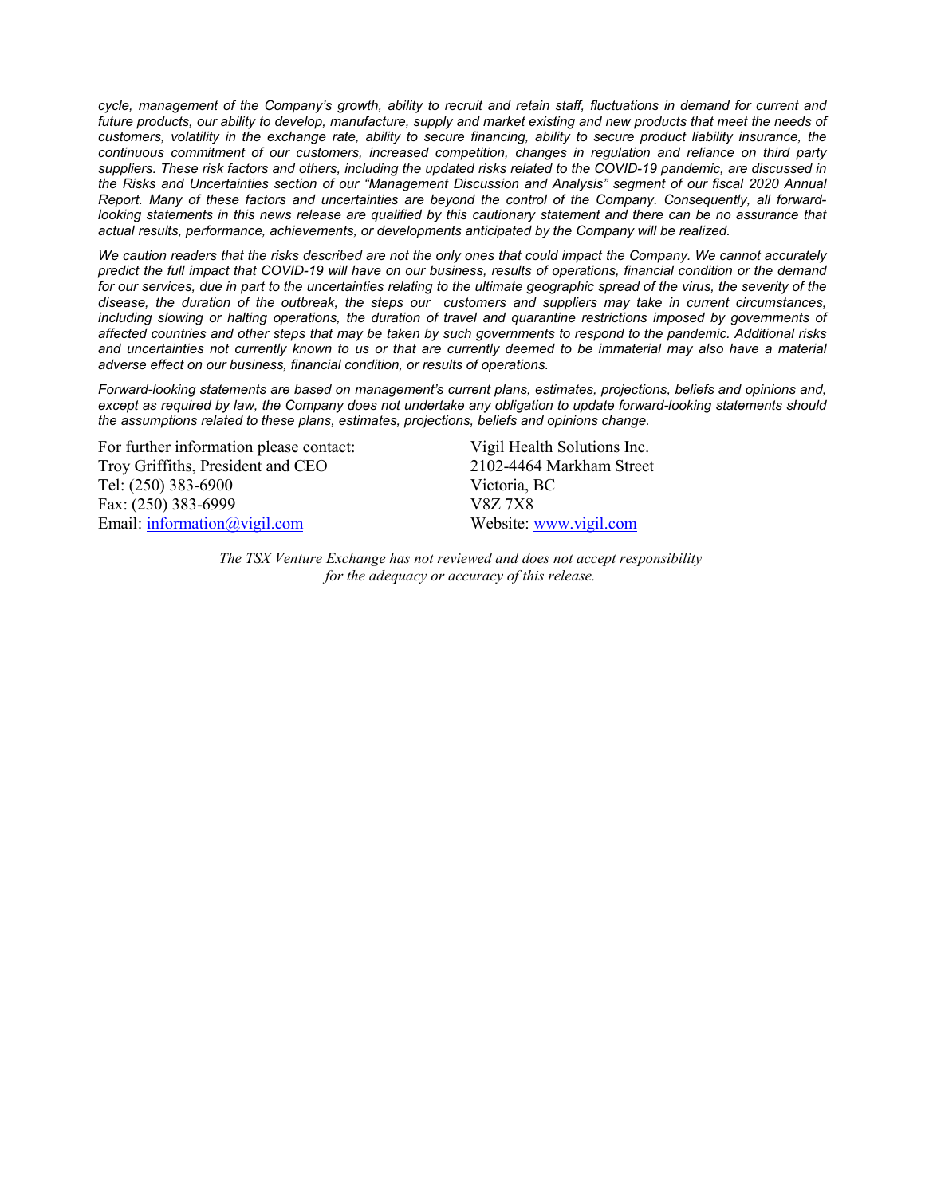*cycle, management of the Company's growth, ability to recruit and retain staff, fluctuations in demand for current and future products, our ability to develop, manufacture, supply and market existing and new products that meet the needs of customers, volatility in the exchange rate, ability to secure financing, ability to secure product liability insurance, the continuous commitment of our customers, increased competition, changes in regulation and reliance on third party suppliers. These risk factors and others, including the updated risks related to the COVID-19 pandemic, are discussed in the Risks and Uncertainties section of our "Management Discussion and Analysis" segment of our fiscal 2020 Annual Report. Many of these factors and uncertainties are beyond the control of the Company. Consequently, all forward-looking statements in this news release are qualified by this cautionary statement and there can be no assurance that actual results, performance, achievements, or developments anticipated by the Company will be realized.*

*We caution readers that the risks described are not the only ones that could impact the Company. We cannot accurately predict the full impact that COVID-19 will have on our business, results of operations, financial condition or the demand for our services, due in part to the uncertainties relating to the ultimate geographic spread of the virus, the severity of the disease, the duration of the outbreak, the steps our customers and suppliers may take in current circumstances, including slowing or halting operations, the duration of travel and quarantine restrictions imposed by governments of affected countries and other steps that may be taken by such governments to respond to the pandemic. Additional risks and uncertainties not currently known to us or that are currently deemed to be immaterial may also have a material adverse effect on our business, financial condition, or results of operations.*

*Forward-looking statements are based on management's current plans, estimates, projections, beliefs and opinions and, except as required by law, the Company does not undertake any obligation to update forward-looking statements should the assumptions related to these plans, estimates, projections, beliefs and opinions change.*

For further information please contact:
Troy Griffiths, President and CEO
Tel: (250) 383-6900
Fax: (250) 383-6999
Email: information@vigil.com

Vigil Health Solutions Inc.
2102-4464 Markham Street
Victoria, BC
V8Z 7X8
Website: www.vigil.com

*The TSX Venture Exchange has not reviewed and does not accept responsibility for the adequacy or accuracy of this release.*